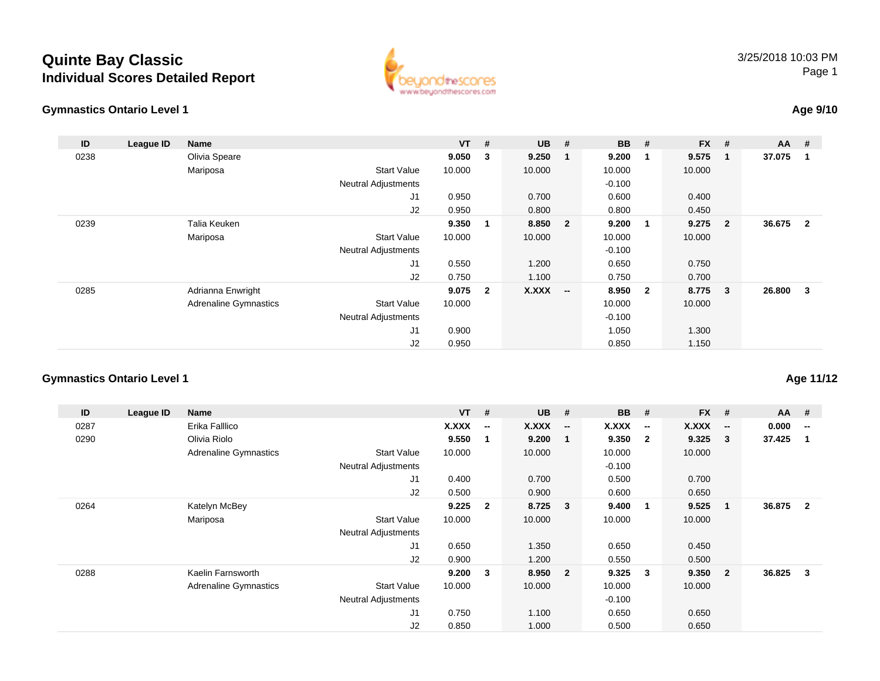# Quinte Bay Classic

## Individual Scores Detailed Report

3/25/2018 10:03 PM

### Gymnastics Ontario Level 1

**Age 9/10**

| ID | League ID | Name | | VT | # | UB | # | BB | # | FX | # | AA | # |
|---|---|---|---|---|---|---|---|---|---|---|---|---|---|
| 0238 | | Olivia Speare | | **9.050** | **3** | **9.250** | **1** | **9.200** | **1** | **9.575** | **1** | **37.075** | **1** |
| | | Mariposa | Start Value | 10.000 | | 10.000 | | 10.000 | | 10.000 | | | |
| | | | Neutral Adjustments | | | | | -0.100 | | | | | |
| | | | J1 | 0.950 | | 0.700 | | 0.600 | | 0.400 | | | |
| | | | J2 | 0.950 | | 0.800 | | 0.800 | | 0.450 | | | |
| 0239 | | Talia Keuken | | **9.350** | **1** | **8.850** | **2** | **9.200** | **1** | **9.275** | **2** | **36.675** | **2** |
| | | Mariposa | Start Value | 10.000 | | 10.000 | | 10.000 | | 10.000 | | | |
| | | | Neutral Adjustments | | | | | -0.100 | | | | | |
| | | | J1 | 0.550 | | 1.200 | | 0.650 | | 0.750 | | | |
| | | | J2 | 0.750 | | 1.100 | | 0.750 | | 0.700 | | | |
| 0285 | | Adrianna Enwright | | **9.075** | **2** | **X.XXX** | **--** | **8.950** | **2** | **8.775** | **3** | **26.800** | **3** |
| | | Adrenaline Gymnastics | Start Value | 10.000 | | | | 10.000 | | 10.000 | | | |
| | | | Neutral Adjustments | | | | | -0.100 | | | | | |
| | | | J1 | 0.900 | | | | 1.050 | | 1.300 | | | |
| | | | J2 | 0.950 | | | | 0.850 | | 1.150 | | | |

### Gymnastics Ontario Level 1

**Age 11/12**

| ID | League ID | Name | | VT | # | UB | # | BB | # | FX | # | AA | # |
|---|---|---|---|---|---|---|---|---|---|---|---|---|---|
| 0287 | | Erika Fallico | | **X.XXX** | **--** | **X.XXX** | **--** | **X.XXX** | **--** | **X.XXX** | **--** | **0.000** | **--** |
| 0290 | | Olivia Riolo | | **9.550** | **1** | **9.200** | **1** | **9.350** | **2** | **9.325** | **3** | **37.425** | **1** |
| | | Adrenaline Gymnastics | Start Value | 10.000 | | 10.000 | | 10.000 | | 10.000 | | | |
| | | | Neutral Adjustments | | | | | -0.100 | | | | | |
| | | | J1 | 0.400 | | 0.700 | | 0.500 | | 0.700 | | | |
| | | | J2 | 0.500 | | 0.900 | | 0.600 | | 0.650 | | | |
| 0264 | | Katelyn McBey | | **9.225** | **2** | **8.725** | **3** | **9.400** | **1** | **9.525** | **1** | **36.875** | **2** |
| | | Mariposa | Start Value | 10.000 | | 10.000 | | 10.000 | | 10.000 | | | |
| | | | Neutral Adjustments | | | | | | | | | | |
| | | | J1 | 0.650 | | 1.350 | | 0.650 | | 0.450 | | | |
| | | | J2 | 0.900 | | 1.200 | | 0.550 | | 0.500 | | | |
| 0288 | | Kaelin Farnsworth | | **9.200** | **3** | **8.950** | **2** | **9.325** | **3** | **9.350** | **2** | **36.825** | **3** |
| | | Adrenaline Gymnastics | Start Value | 10.000 | | 10.000 | | 10.000 | | 10.000 | | | |
| | | | Neutral Adjustments | | | | | -0.100 | | | | | |
| | | | J1 | 0.750 | | 1.100 | | 0.650 | | 0.650 | | | |
| | | | J2 | 0.850 | | 1.000 | | 0.500 | | 0.650 | | | |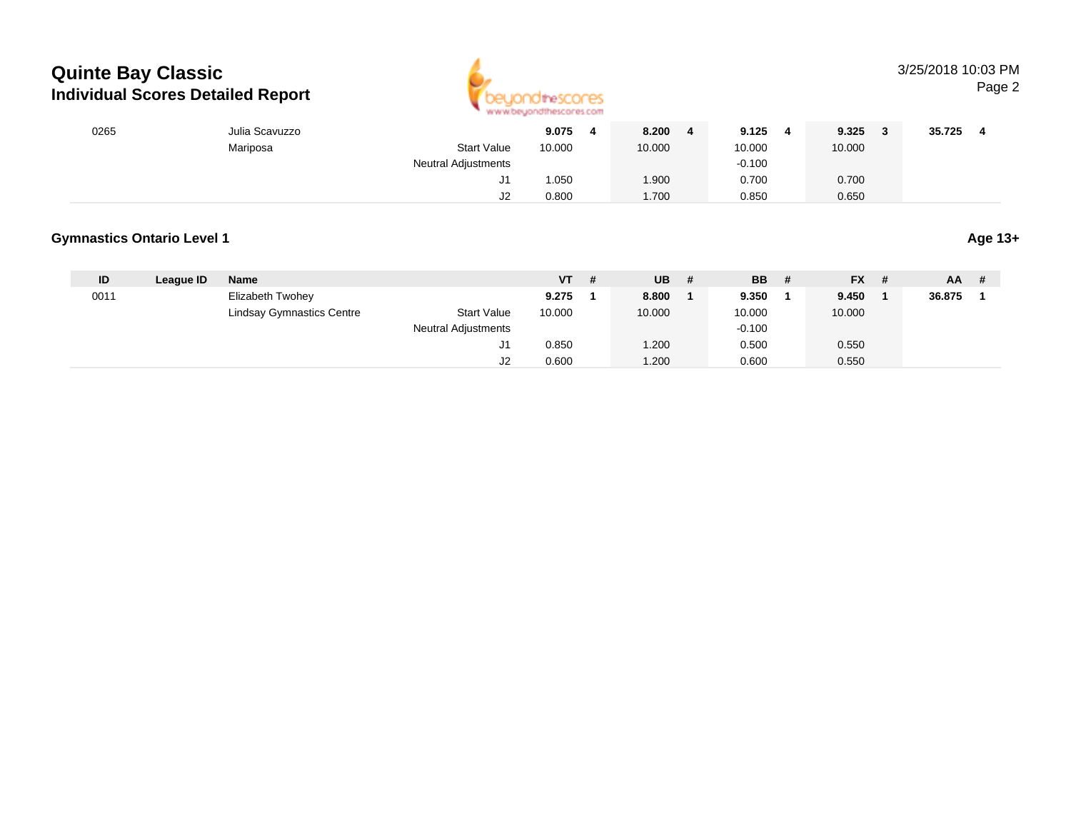# Quinte Bay Classic
## Individual Scores Detailed Report

| ID | League ID | Name | | VT | # | UB | # | BB | # | FX | # | AA | # |
|---|---|---|---|---|---|---|---|---|---|---|---|---|---|
| 0265 | | Julia Scavuzzo | | **9.075** | **4** | **8.200** | **4** | **9.125** | **4** | **9.325** | **3** | **35.725** | **4** |
| | | Mariposa | Start Value | 10.000 | | 10.000 | | 10.000 | | 10.000 | | | |
| | | | Neutral Adjustments | | | | | -0.100 | | | | | |
| | | | J1 | 1.050 | | 1.900 | | 0.700 | | 0.700 | | | |
| | | | J2 | 0.800 | | 1.700 | | 0.850 | | 0.650 | | | |

### Gymnastics Ontario Level 1

**Age 13+**

| ID | League ID | Name | | VT | # | UB | # | BB | # | FX | # | AA | # |
|---|---|---|---|---|---|---|---|---|---|---|---|---|---|
| 0011 | | Elizabeth Twohey | | **9.275** | **1** | **8.800** | **1** | **9.350** | **1** | **9.450** | **1** | **36.875** | **1** |
| | | Lindsay Gymnastics Centre | Start Value | 10.000 | | 10.000 | | 10.000 | | 10.000 | | | |
| | | | Neutral Adjustments | | | | | -0.100 | | | | | |
| | | | J1 | 0.850 | | 1.200 | | 0.500 | | 0.550 | | | |
| | | | J2 | 0.600 | | 1.200 | | 0.600 | | 0.550 | | | |